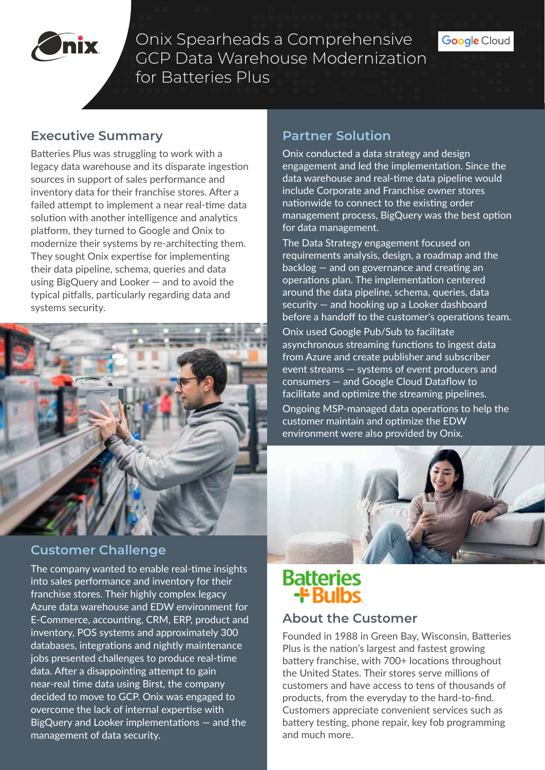# Onix Spearheads a Comprehensive GCP Data Warehouse Modernization for Batteries Plus

## Executive Summary

Batteries Plus was struggling to work with a legacy data warehouse and its disparate ingestion sources in support of sales performance and inventory data for their franchise stores. After a failed attempt to implement a near real-time data solution with another intelligence and analytics platform, they turned to Google and Onix to modernize their systems by re-architecting them. They sought Onix expertise for implementing their data pipeline, schema, queries and data using BigQuery and Looker — and to avoid the typical pitfalls, particularly regarding data and systems security.

## Customer Challenge

The company wanted to enable real-time insights into sales performance and inventory for their franchise stores. Their highly complex legacy Azure data warehouse and EDW environment for E-Commerce, accounting, CRM, ERP, product and inventory, POS systems and approximately 300 databases, integrations and nightly maintenance jobs presented challenges to produce real-time data. After a disappointing attempt to gain near-real time data using Birst, the company decided to move to GCP. Onix was engaged to overcome the lack of internal expertise with BigQuery and Looker implementations — and the management of data security.

## Partner Solution

Onix conducted a data strategy and design engagement and led the implementation. Since the data warehouse and real-time data pipeline would include Corporate and Franchise owner stores nationwide to connect to the existing order management process, BigQuery was the best option for data management.

The Data Strategy engagement focused on requirements analysis, design, a roadmap and the backlog — and on governance and creating an operations plan. The implementation centered around the data pipeline, schema, queries, data security — and hooking up a Looker dashboard before a handoff to the customer's operations team.

Onix used Google Pub/Sub to facilitate asynchronous streaming functions to ingest data from Azure and create publisher and subscriber event streams — systems of event producers and consumers — and Google Cloud Dataflow to facilitate and optimize the streaming pipelines.

Ongoing MSP-managed data operations to help the customer maintain and optimize the EDW environment were also provided by Onix.

## About the Customer

Founded in 1988 in Green Bay, Wisconsin, Batteries Plus is the nation's largest and fastest growing battery franchise, with 700+ locations throughout the United States. Their stores serve millions of customers and have access to tens of thousands of products, from the everyday to the hard-to-find. Customers appreciate convenient services such as battery testing, phone repair, key fob programming and much more.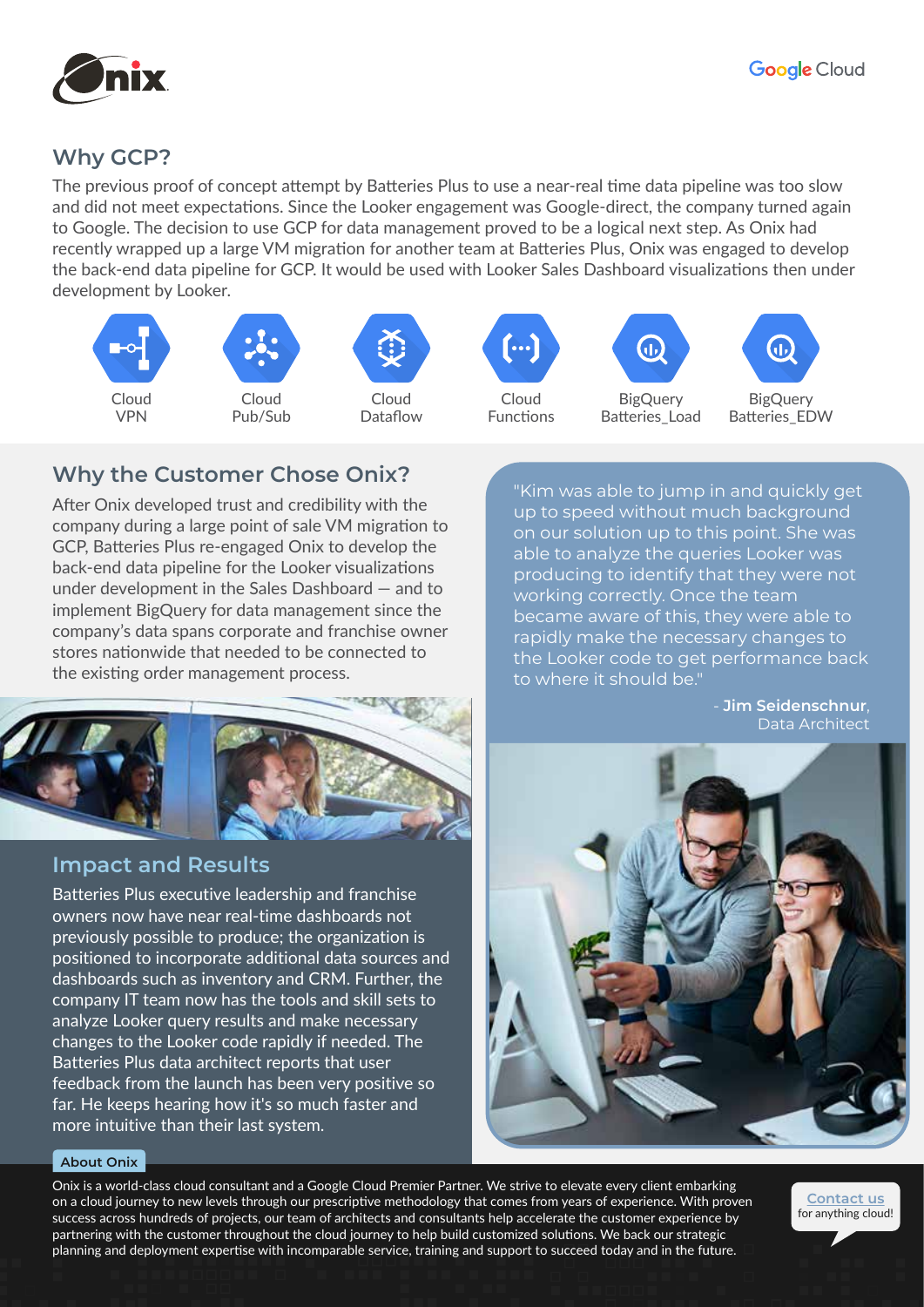## Why GCP?

The previous proof of concept attempt by Batteries Plus to use a near-real time data pipeline was too slow and did not meet expectations. Since the Looker engagement was Google-direct, the company turned again to Google. The decision to use GCP for data management proved to be a logical next step. As Onix had recently wrapped up a large VM migration for another team at Batteries Plus, Onix was engaged to develop the back-end data pipeline for GCP. It would be used with Looker Sales Dashboard visualizations then under development by Looker.

Cloud VPN

Cloud Pub/Sub

Cloud Dataflow

Cloud Functions

BigQuery Batteries_Load

BigQuery Batteries_EDW

## Why the Customer Chose Onix?

After Onix developed trust and credibility with the company during a large point of sale VM migration to GCP, Batteries Plus re-engaged Onix to develop the back-end data pipeline for the Looker visualizations under development in the Sales Dashboard – and to implement BigQuery for data management since the company's data spans corporate and franchise owner stores nationwide that needed to be connected to the existing order management process.

"Kim was able to jump in and quickly get up to speed without much background on our solution up to this point. She was able to analyze the queries Looker was producing to identify that they were not working correctly. Once the team became aware of this, they were able to rapidly make the necessary changes to the Looker code to get performance back to where it should be."

- **Jim Seidenschnur**, Data Architect

## Impact and Results

Batteries Plus executive leadership and franchise owners now have near real-time dashboards not previously possible to produce; the organization is positioned to incorporate additional data sources and dashboards such as inventory and CRM. Further, the company IT team now has the tools and skill sets to analyze Looker query results and make necessary changes to the Looker code rapidly if needed. The Batteries Plus data architect reports that user feedback from the launch has been very positive so far. He keeps hearing how it's so much faster and more intuitive than their last system.

### About Onix

Onix is a world-class cloud consultant and a Google Cloud Premier Partner. We strive to elevate every client embarking on a cloud journey to new levels through our prescriptive methodology that comes from years of experience. With proven success across hundreds of projects, our team of architects and consultants help accelerate the customer experience by partnering with the customer throughout the cloud journey to help build customized solutions. We back our strategic planning and deployment expertise with incomparable service, training and support to succeed today and in the future.

Contact us for anything cloud!